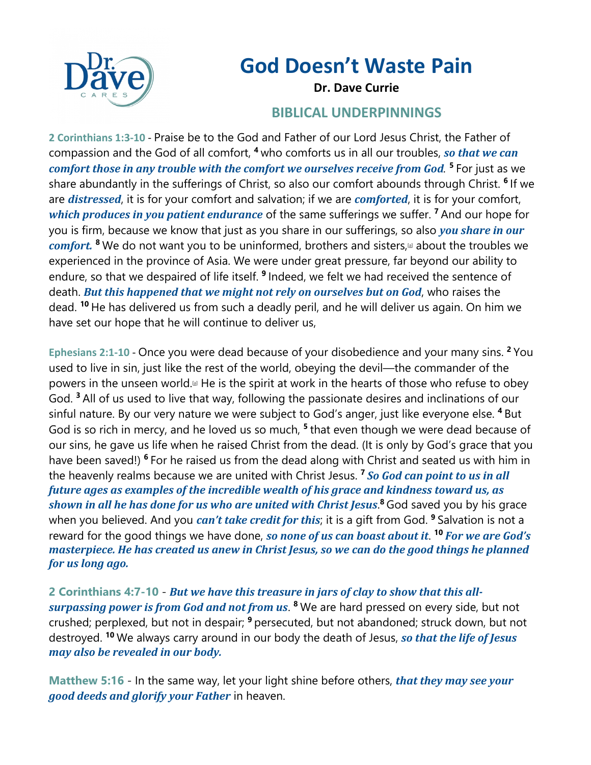# God Doesn't Waste Pain

**Dr. Dave Currie**

## BIBLICAL UNDERPINNINGS

**2 Corinthians 1:3-10** - Praise be to the God and Father of our Lord Jesus Christ, the Father of compassion and the God of all comfort, [4] who comforts us in all our troubles, ***so that we can comfort those in any trouble with the comfort we ourselves receive from God***. [5] For just as we share abundantly in the sufferings of Christ, so also our comfort abounds through Christ. [6] If we are ***distressed***, it is for your comfort and salvation; if we are ***comforted***, it is for your comfort, ***which produces in you patient endurance*** of the same sufferings we suffer. [7] And our hope for you is firm, because we know that just as you share in our sufferings, so also ***you share in our comfort.*** [8] We do not want you to be uninformed, brothers and sisters,[a] about the troubles we experienced in the province of Asia. We were under great pressure, far beyond our ability to endure, so that we despaired of life itself. [9] Indeed, we felt we had received the sentence of death. ***But this happened that we might not rely on ourselves but on God***, who raises the dead. [10] He has delivered us from such a deadly peril, and he will deliver us again. On him we have set our hope that he will continue to deliver us,

**Ephesians 2:1-10** - Once you were dead because of your disobedience and your many sins. [2] You used to live in sin, just like the rest of the world, obeying the devil—the commander of the powers in the unseen world.[a] He is the spirit at work in the hearts of those who refuse to obey God. [3] All of us used to live that way, following the passionate desires and inclinations of our sinful nature. By our very nature we were subject to God's anger, just like everyone else. [4] But God is so rich in mercy, and he loved us so much, [5] that even though we were dead because of our sins, he gave us life when he raised Christ from the dead. (It is only by God's grace that you have been saved!) [6] For he raised us from the dead along with Christ and seated us with him in the heavenly realms because we are united with Christ Jesus. [7] ***So God can point to us in all future ages as examples of the incredible wealth of his grace and kindness toward us, as shown in all he has done for us who are united with Christ Jesus***.[8] God saved you by his grace when you believed. And you ***can't take credit for this***; it is a gift from God. [9] Salvation is not a reward for the good things we have done, ***so none of us can boast about it***. [10] ***For we are God's masterpiece. He has created us anew in Christ Jesus, so we can do the good things he planned for us long ago.***

**2 Corinthians 4:7-10** - ***But we have this treasure in jars of clay to show that this all-surpassing power is from God and not from us***. [8] We are hard pressed on every side, but not crushed; perplexed, but not in despair; [9] persecuted, but not abandoned; struck down, but not destroyed. [10] We always carry around in our body the death of Jesus, ***so that the life of Jesus may also be revealed in our body.***

**Matthew 5:16** - In the same way, let your light shine before others, ***that they may see your good deeds and glorify your Father*** in heaven.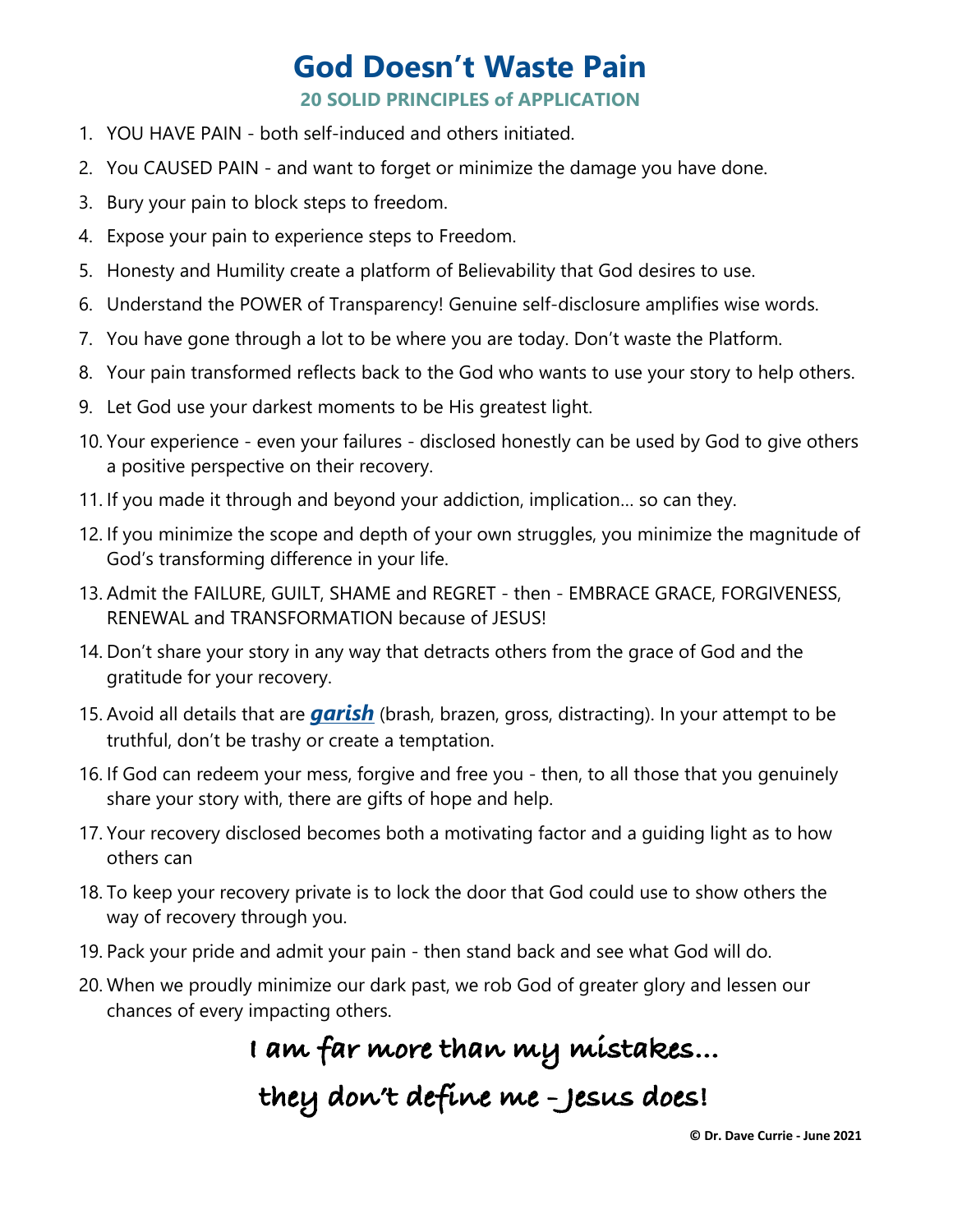# God Doesn't Waste Pain

### 20 SOLID PRINCIPLES of APPLICATION

1. YOU HAVE PAIN - both self-induced and others initiated.
2. You CAUSED PAIN - and want to forget or minimize the damage you have done.
3. Bury your pain to block steps to freedom.
4. Expose your pain to experience steps to Freedom.
5. Honesty and Humility create a platform of Believability that God desires to use.
6. Understand the POWER of Transparency! Genuine self-disclosure amplifies wise words.
7. You have gone through a lot to be where you are today. Don't waste the Platform.
8. Your pain transformed reflects back to the God who wants to use your story to help others.
9. Let God use your darkest moments to be His greatest light.
10. Your experience - even your failures - disclosed honestly can be used by God to give others a positive perspective on their recovery.
11. If you made it through and beyond your addiction, implication… so can they.
12. If you minimize the scope and depth of your own struggles, you minimize the magnitude of God's transforming difference in your life.
13. Admit the FAILURE, GUILT, SHAME and REGRET - then - EMBRACE GRACE, FORGIVENESS, RENEWAL and TRANSFORMATION because of JESUS!
14. Don't share your story in any way that detracts others from the grace of God and the gratitude for your recovery.
15. Avoid all details that are ***garish*** (brash, brazen, gross, distracting). In your attempt to be truthful, don't be trashy or create a temptation.
16. If God can redeem your mess, forgive and free you - then, to all those that you genuinely share your story with, there are gifts of hope and help.
17. Your recovery disclosed becomes both a motivating factor and a guiding light as to how others can
18. To keep your recovery private is to lock the door that God could use to show others the way of recovery through you.
19. Pack your pride and admit your pain - then stand back and see what God will do.
20. When we proudly minimize our dark past, we rob God of greater glory and lessen our chances of every impacting others.

**I am far more than my mistakes…**

**they don't define me - Jesus does!**

**© Dr. Dave Currie - June 2021**